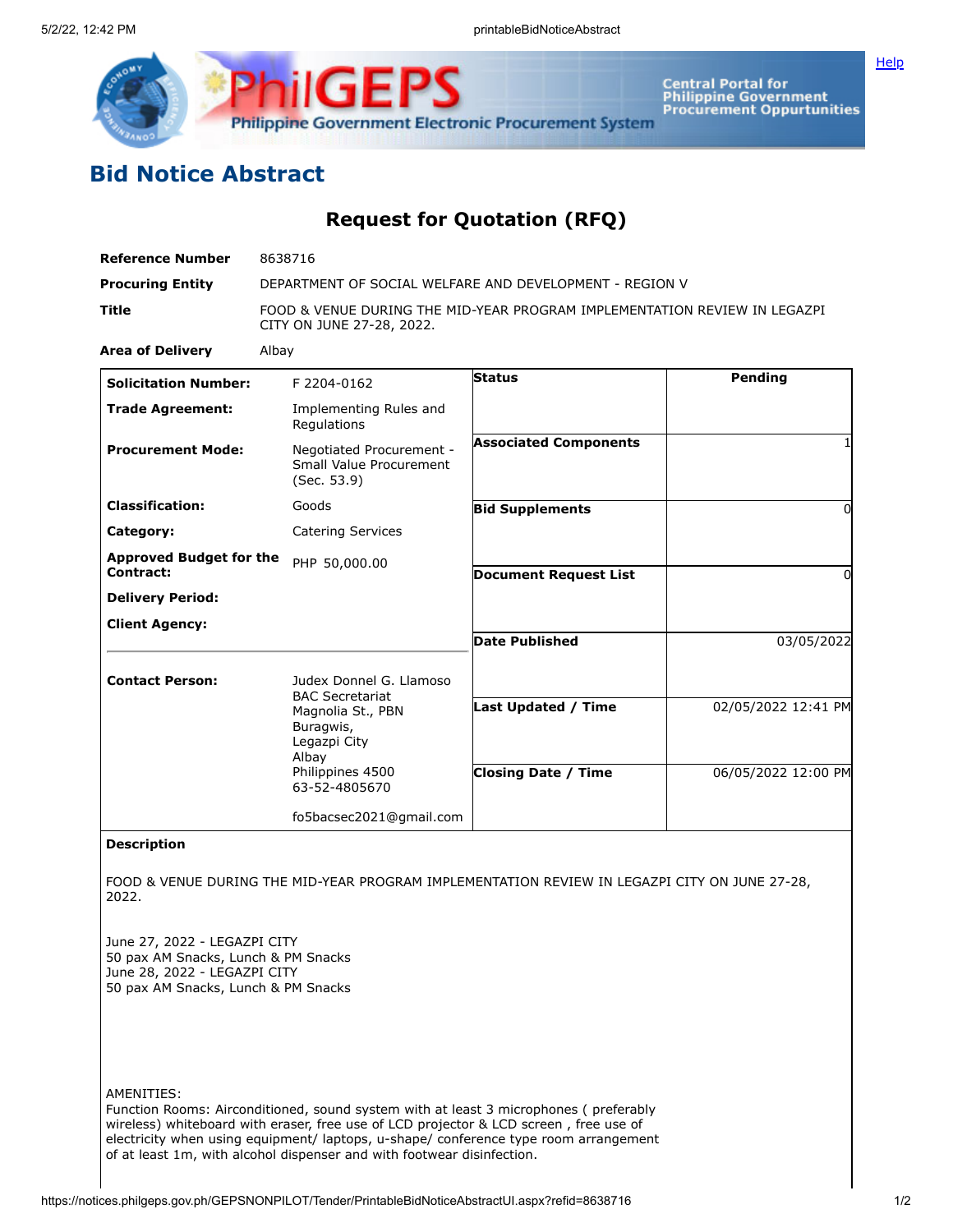# Bid Notice Abstract

## Request for Quotation (RFQ)

| | |
|---|---|
| **Reference Number** | 8638716 |
| **Procuring Entity** | DEPARTMENT OF SOCIAL WELFARE AND DEVELOPMENT - REGION V |
| **Title** | FOOD & VENUE DURING THE MID-YEAR PROGRAM IMPLEMENTATION REVIEW IN LEGAZPI CITY ON JUNE 27-28, 2022. |
| **Area of Delivery** | Albay |

| | | | |
|---|---|---|---|
| **Solicitation Number:** | F 2204-0162 | **Status** | Pending |
| **Trade Agreement:** | Implementing Rules and Regulations | | |
| **Procurement Mode:** | Negotiated Procurement - Small Value Procurement (Sec. 53.9) | **Associated Components** | 1 |
| **Classification:** | Goods | **Bid Supplements** | 0 |
| **Category:** | Catering Services | | |
| **Approved Budget for the Contract:** | PHP 50,000.00 | **Document Request List** | 0 |
| **Delivery Period:** | | | |
| **Client Agency:** | | **Date Published** | 03/05/2022 |
| **Contact Person:** | Judex Donnel G. Llamoso<br>BAC Secretariat<br>Magnolia St., PBN<br>Buragwis,<br>Legazpi City<br>Albay<br>Philippines 4500<br>63-52-4805670<br><br>fo5bacsec2021@gmail.com | **Last Updated / Time** | 02/05/2022 12:41 PM |
| | | **Closing Date / Time** | 06/05/2022 12:00 PM |

**Description**

FOOD & VENUE DURING THE MID-YEAR PROGRAM IMPLEMENTATION REVIEW IN LEGAZPI CITY ON JUNE 27-28, 2022.

June 27, 2022 - LEGAZPI CITY
50 pax AM Snacks, Lunch & PM Snacks
June 28, 2022 - LEGAZPI CITY
50 pax AM Snacks, Lunch & PM Snacks

AMENITIES:
Function Rooms: Airconditioned, sound system with at least 3 microphones ( preferably wireless) whiteboard with eraser, free use of LCD projector & LCD screen , free use of electricity when using equipment/ laptops, u-shape/ conference type room arrangement of at least 1m, with alcohol dispenser and with footwear disinfection.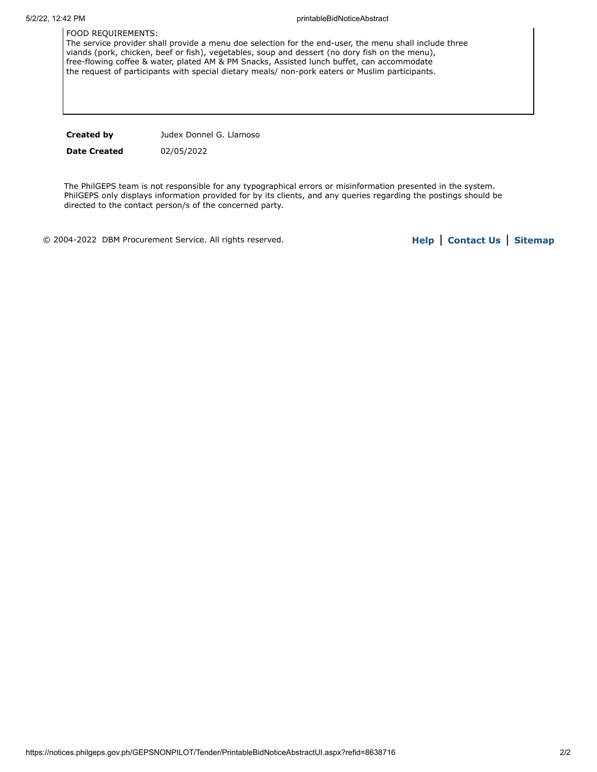FOOD REQUIREMENTS:
The service provider shall provide a menu doe selection for the end-user, the menu shall include three viands (pork, chicken, beef or fish), vegetables, soup and dessert (no dory fish on the menu), free-flowing coffee & water, plated AM & PM Snacks, Assisted lunch buffet, can accommodate the request of participants with special dietary meals/ non-pork eaters or Muslim participants.

| | |
|---|---|
| **Created by** | Judex Donnel G. Llamoso |
| **Date Created** | 02/05/2022 |

The PhilGEPS team is not responsible for any typographical errors or misinformation presented in the system. PhilGEPS only displays information provided for by its clients, and any queries regarding the postings should be directed to the contact person/s of the concerned party.

© 2004-2022 DBM Procurement Service. All rights reserved.

**Help** | **Contact Us** | **Sitemap**